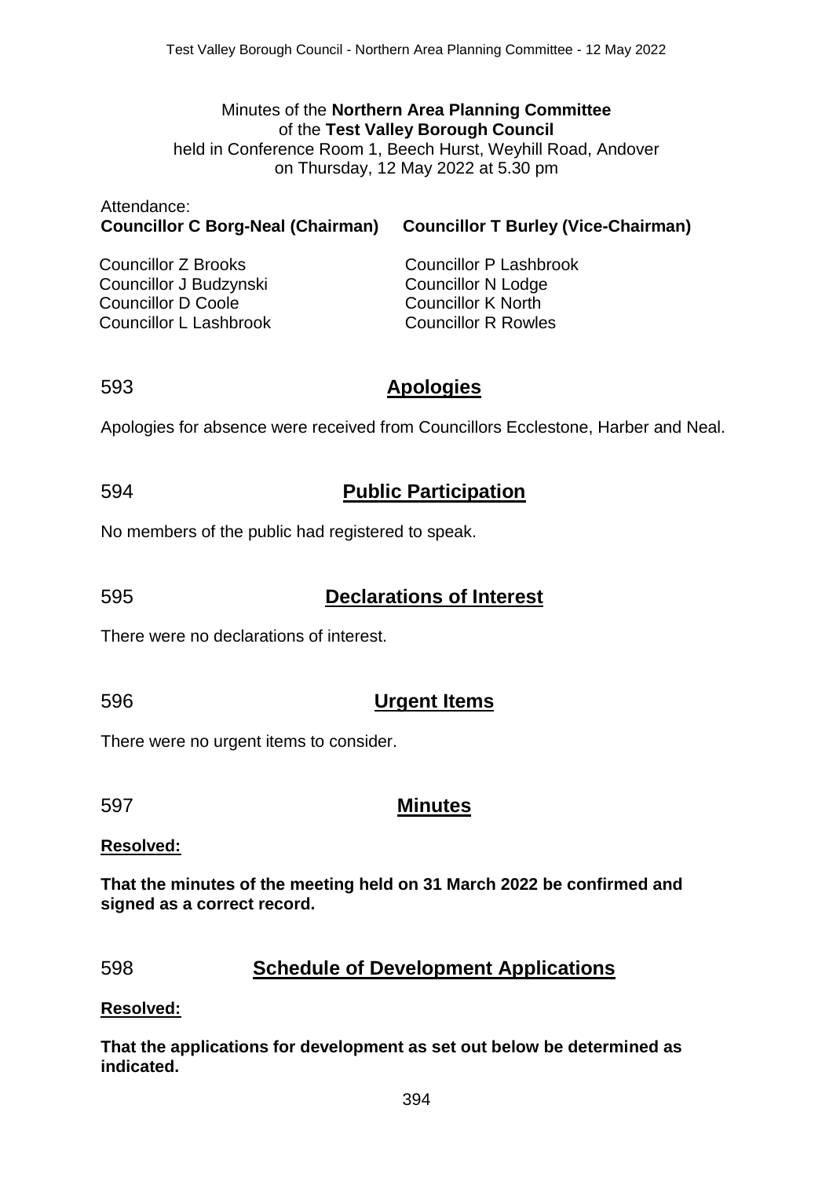Minutes of the **Northern Area Planning Committee**
of the **Test Valley Borough Council**
held in Conference Room 1, Beech Hurst, Weyhill Road, Andover
on Thursday, 12 May 2022 at 5.30 pm

Attendance:
**Councillor C Borg-Neal (Chairman)** **Councillor T Burley (Vice-Chairman)**

Councillor Z Brooks
Councillor J Budzynski
Councillor D Coole
Councillor L Lashbrook
Councillor P Lashbrook
Councillor N Lodge
Councillor K North
Councillor R Rowles

## 593 Apologies

Apologies for absence were received from Councillors Ecclestone, Harber and Neal.

## 594 Public Participation

No members of the public had registered to speak.

## 595 Declarations of Interest

There were no declarations of interest.

## 596 Urgent Items

There were no urgent items to consider.

## 597 Minutes

**Resolved:**

**That the minutes of the meeting held on 31 March 2022 be confirmed and signed as a correct record.**

## 598 Schedule of Development Applications

**Resolved:**

**That the applications for development as set out below be determined as indicated.**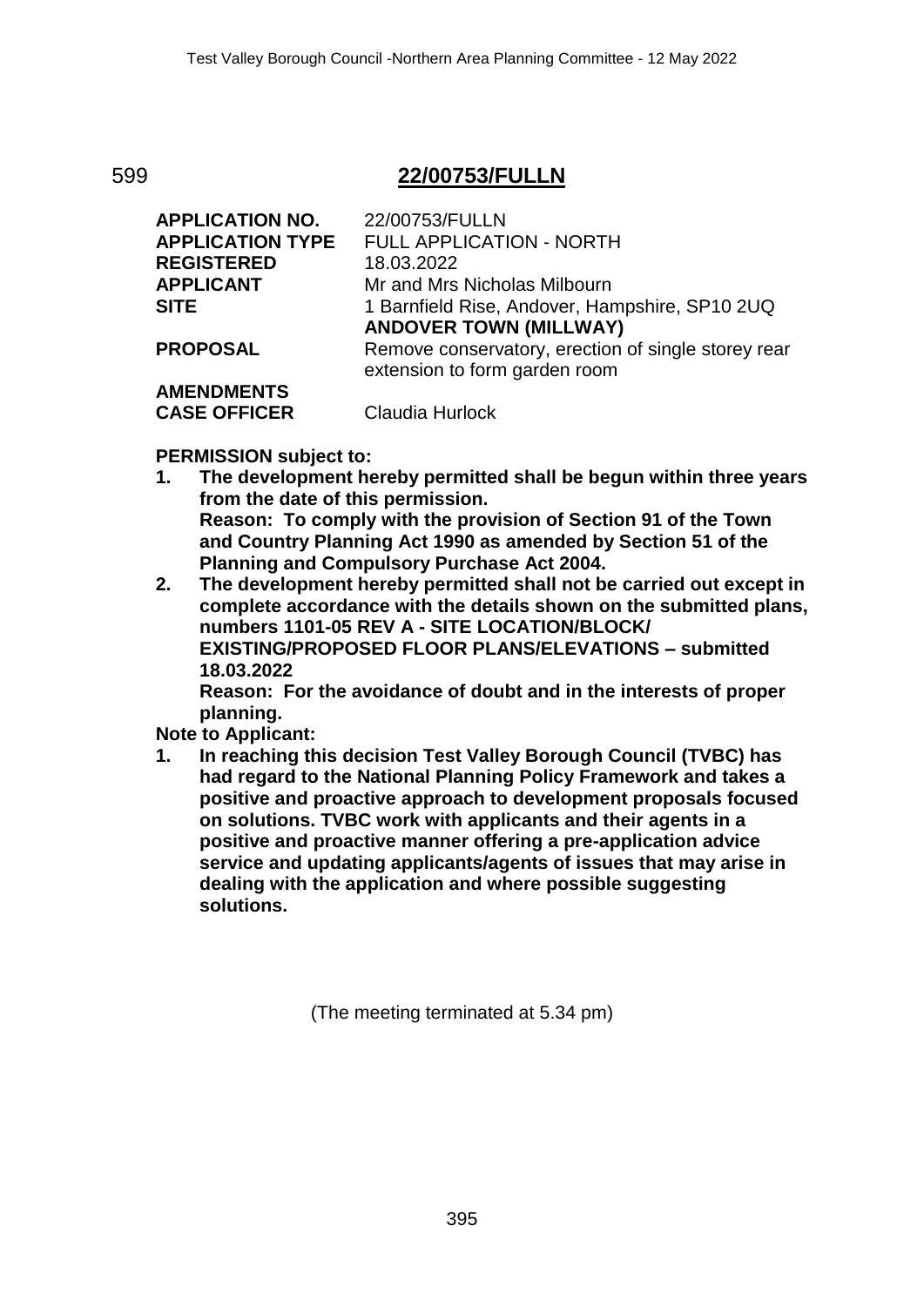599 **22/00753/FULLN**

| | |
|---|---|
| **APPLICATION NO.** | 22/00753/FULLN |
| **APPLICATION TYPE** | FULL APPLICATION - NORTH |
| **REGISTERED** | 18.03.2022 |
| **APPLICANT** | Mr and Mrs Nicholas Milbourn |
| **SITE** | 1 Barnfield Rise, Andover, Hampshire, SP10 2UQ **ANDOVER TOWN (MILLWAY)** |
| **PROPOSAL** | Remove conservatory, erection of single storey rear extension to form garden room |
| **AMENDMENTS** | |
| **CASE OFFICER** | Claudia Hurlock |

**PERMISSION subject to:**

1. **The development hereby permitted shall be begun within three years from the date of this permission.**
   **Reason: To comply with the provision of Section 91 of the Town and Country Planning Act 1990 as amended by Section 51 of the Planning and Compulsory Purchase Act 2004.**
2. **The development hereby permitted shall not be carried out except in complete accordance with the details shown on the submitted plans, numbers 1101-05 REV A - SITE LOCATION/BLOCK/ EXISTING/PROPOSED FLOOR PLANS/ELEVATIONS – submitted 18.03.2022**
   **Reason: For the avoidance of doubt and in the interests of proper planning.**

**Note to Applicant:**

1. **In reaching this decision Test Valley Borough Council (TVBC) has had regard to the National Planning Policy Framework and takes a positive and proactive approach to development proposals focused on solutions. TVBC work with applicants and their agents in a positive and proactive manner offering a pre-application advice service and updating applicants/agents of issues that may arise in dealing with the application and where possible suggesting solutions.**

(The meeting terminated at 5.34 pm)